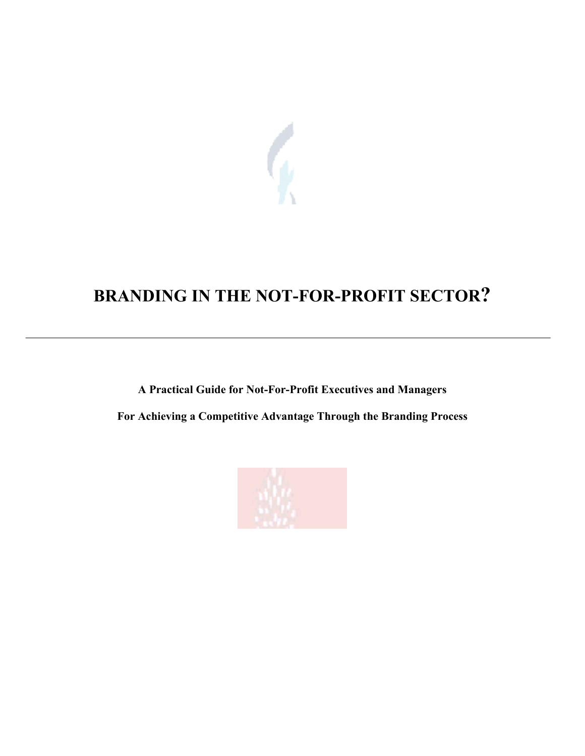# BRANDING IN THE NOT-FOR-PROFIT SECTOR?

---

**A Practical Guide for Not-For-Profit Executives and Managers**

**For Achieving a Competitive Advantage Through the Branding Process**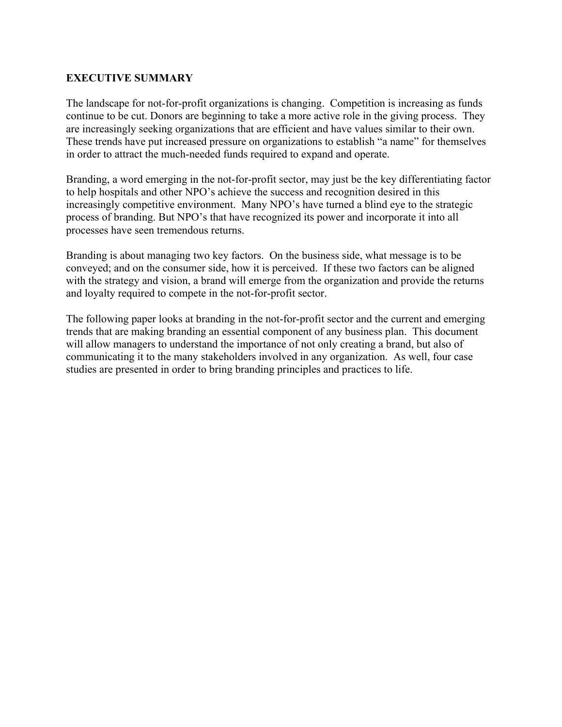## EXECUTIVE SUMMARY

The landscape for not-for-profit organizations is changing. Competition is increasing as funds continue to be cut. Donors are beginning to take a more active role in the giving process. They are increasingly seeking organizations that are efficient and have values similar to their own. These trends have put increased pressure on organizations to establish "a name" for themselves in order to attract the much-needed funds required to expand and operate.

Branding, a word emerging in the not-for-profit sector, may just be the key differentiating factor to help hospitals and other NPO's achieve the success and recognition desired in this increasingly competitive environment. Many NPO's have turned a blind eye to the strategic process of branding. But NPO's that have recognized its power and incorporate it into all processes have seen tremendous returns.

Branding is about managing two key factors. On the business side, what message is to be conveyed; and on the consumer side, how it is perceived. If these two factors can be aligned with the strategy and vision, a brand will emerge from the organization and provide the returns and loyalty required to compete in the not-for-profit sector.

The following paper looks at branding in the not-for-profit sector and the current and emerging trends that are making branding an essential component of any business plan. This document will allow managers to understand the importance of not only creating a brand, but also of communicating it to the many stakeholders involved in any organization. As well, four case studies are presented in order to bring branding principles and practices to life.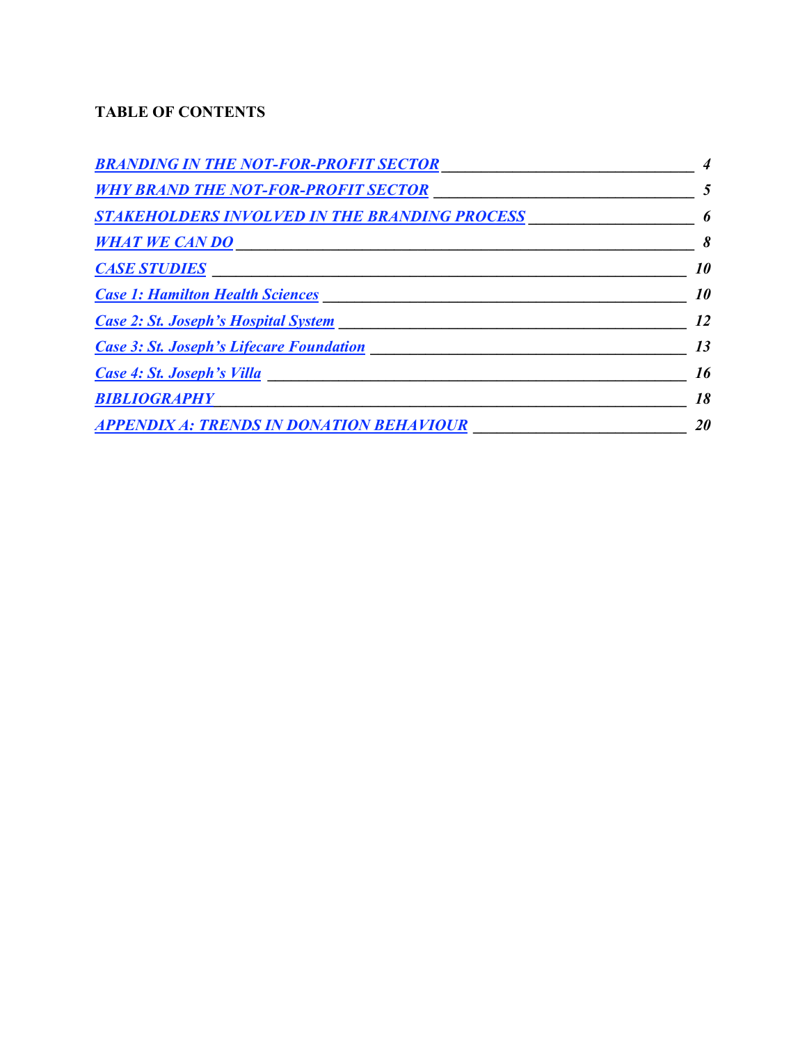**TABLE OF CONTENTS**

| | |
|---|---|
| *BRANDING IN THE NOT-FOR-PROFIT SECTOR* | *4* |
| *WHY BRAND THE NOT-FOR-PROFIT SECTOR* | *5* |
| *STAKEHOLDERS INVOLVED IN THE BRANDING PROCESS* | *6* |
| *WHAT WE CAN DO* | *8* |
| *CASE STUDIES* | *10* |
| *Case 1: Hamilton Health Sciences* | *10* |
| *Case 2: St. Joseph's Hospital System* | *12* |
| *Case 3: St. Joseph's Lifecare Foundation* | *13* |
| *Case 4: St. Joseph's Villa* | *16* |
| *BIBLIOGRAPHY* | *18* |
| *APPENDIX A: TRENDS IN DONATION BEHAVIOUR* | *20* |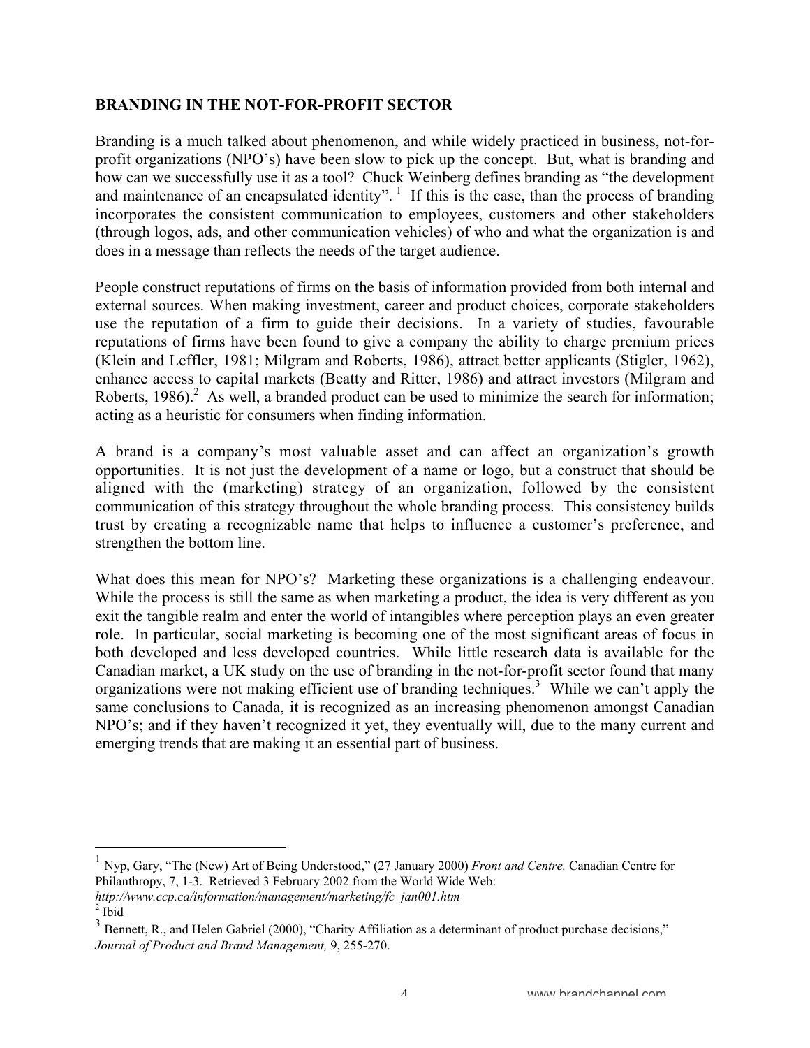**BRANDING IN THE NOT-FOR-PROFIT SECTOR**

Branding is a much talked about phenomenon, and while widely practiced in business, not-for-profit organizations (NPO's) have been slow to pick up the concept. But, what is branding and how can we successfully use it as a tool? Chuck Weinberg defines branding as "the development and maintenance of an encapsulated identity". [1] If this is the case, than the process of branding incorporates the consistent communication to employees, customers and other stakeholders (through logos, ads, and other communication vehicles) of who and what the organization is and does in a message than reflects the needs of the target audience.

People construct reputations of firms on the basis of information provided from both internal and external sources. When making investment, career and product choices, corporate stakeholders use the reputation of a firm to guide their decisions. In a variety of studies, favourable reputations of firms have been found to give a company the ability to charge premium prices (Klein and Leffler, 1981; Milgram and Roberts, 1986), attract better applicants (Stigler, 1962), enhance access to capital markets (Beatty and Ritter, 1986) and attract investors (Milgram and Roberts, 1986).[2] As well, a branded product can be used to minimize the search for information; acting as a heuristic for consumers when finding information.

A brand is a company's most valuable asset and can affect an organization's growth opportunities. It is not just the development of a name or logo, but a construct that should be aligned with the (marketing) strategy of an organization, followed by the consistent communication of this strategy throughout the whole branding process. This consistency builds trust by creating a recognizable name that helps to influence a customer's preference, and strengthen the bottom line.

What does this mean for NPO's? Marketing these organizations is a challenging endeavour. While the process is still the same as when marketing a product, the idea is very different as you exit the tangible realm and enter the world of intangibles where perception plays an even greater role. In particular, social marketing is becoming one of the most significant areas of focus in both developed and less developed countries. While little research data is available for the Canadian market, a UK study on the use of branding in the not-for-profit sector found that many organizations were not making efficient use of branding techniques.[3] While we can't apply the same conclusions to Canada, it is recognized as an increasing phenomenon amongst Canadian NPO's; and if they haven't recognized it yet, they eventually will, due to the many current and emerging trends that are making it an essential part of business.

---

[1] Nyp, Gary, "The (New) Art of Being Understood," (27 January 2000) *Front and Centre,* Canadian Centre for Philanthropy, 7, 1-3. Retrieved 3 February 2002 from the World Wide Web: *http://www.ccp.ca/information/management/marketing/fc_jan001.htm*

[2] Ibid

[3] Bennett, R., and Helen Gabriel (2000), "Charity Affiliation as a determinant of product purchase decisions," *Journal of Product and Brand Management,* 9, 255-270.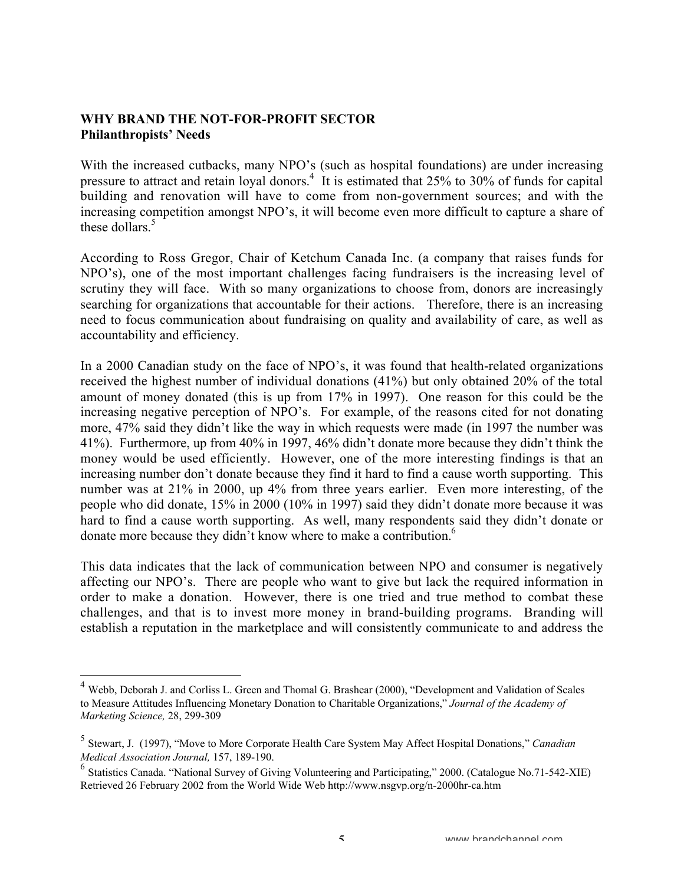**WHY BRAND THE NOT-FOR-PROFIT SECTOR**
**Philanthropists' Needs**

With the increased cutbacks, many NPO's (such as hospital foundations) are under increasing pressure to attract and retain loyal donors.[4] It is estimated that 25% to 30% of funds for capital building and renovation will have to come from non-government sources; and with the increasing competition amongst NPO's, it will become even more difficult to capture a share of these dollars.[5]

According to Ross Gregor, Chair of Ketchum Canada Inc. (a company that raises funds for NPO's), one of the most important challenges facing fundraisers is the increasing level of scrutiny they will face. With so many organizations to choose from, donors are increasingly searching for organizations that accountable for their actions. Therefore, there is an increasing need to focus communication about fundraising on quality and availability of care, as well as accountability and efficiency.

In a 2000 Canadian study on the face of NPO's, it was found that health-related organizations received the highest number of individual donations (41%) but only obtained 20% of the total amount of money donated (this is up from 17% in 1997). One reason for this could be the increasing negative perception of NPO's. For example, of the reasons cited for not donating more, 47% said they didn't like the way in which requests were made (in 1997 the number was 41%). Furthermore, up from 40% in 1997, 46% didn't donate more because they didn't think the money would be used efficiently. However, one of the more interesting findings is that an increasing number don't donate because they find it hard to find a cause worth supporting. This number was at 21% in 2000, up 4% from three years earlier. Even more interesting, of the people who did donate, 15% in 2000 (10% in 1997) said they didn't donate more because it was hard to find a cause worth supporting. As well, many respondents said they didn't donate or donate more because they didn't know where to make a contribution.[6]

This data indicates that the lack of communication between NPO and consumer is negatively affecting our NPO's. There are people who want to give but lack the required information in order to make a donation. However, there is one tried and true method to combat these challenges, and that is to invest more money in brand-building programs. Branding will establish a reputation in the marketplace and will consistently communicate to and address the

---

[4] Webb, Deborah J. and Corliss L. Green and Thomal G. Brashear (2000), "Development and Validation of Scales to Measure Attitudes Influencing Monetary Donation to Charitable Organizations," *Journal of the Academy of Marketing Science,* 28, 299-309

[5] Stewart, J. (1997), "Move to More Corporate Health Care System May Affect Hospital Donations," *Canadian Medical Association Journal,* 157, 189-190.

[6] Statistics Canada. "National Survey of Giving Volunteering and Participating," 2000. (Catalogue No.71-542-XIE) Retrieved 26 February 2002 from the World Wide Web http://www.nsgvp.org/n-2000hr-ca.htm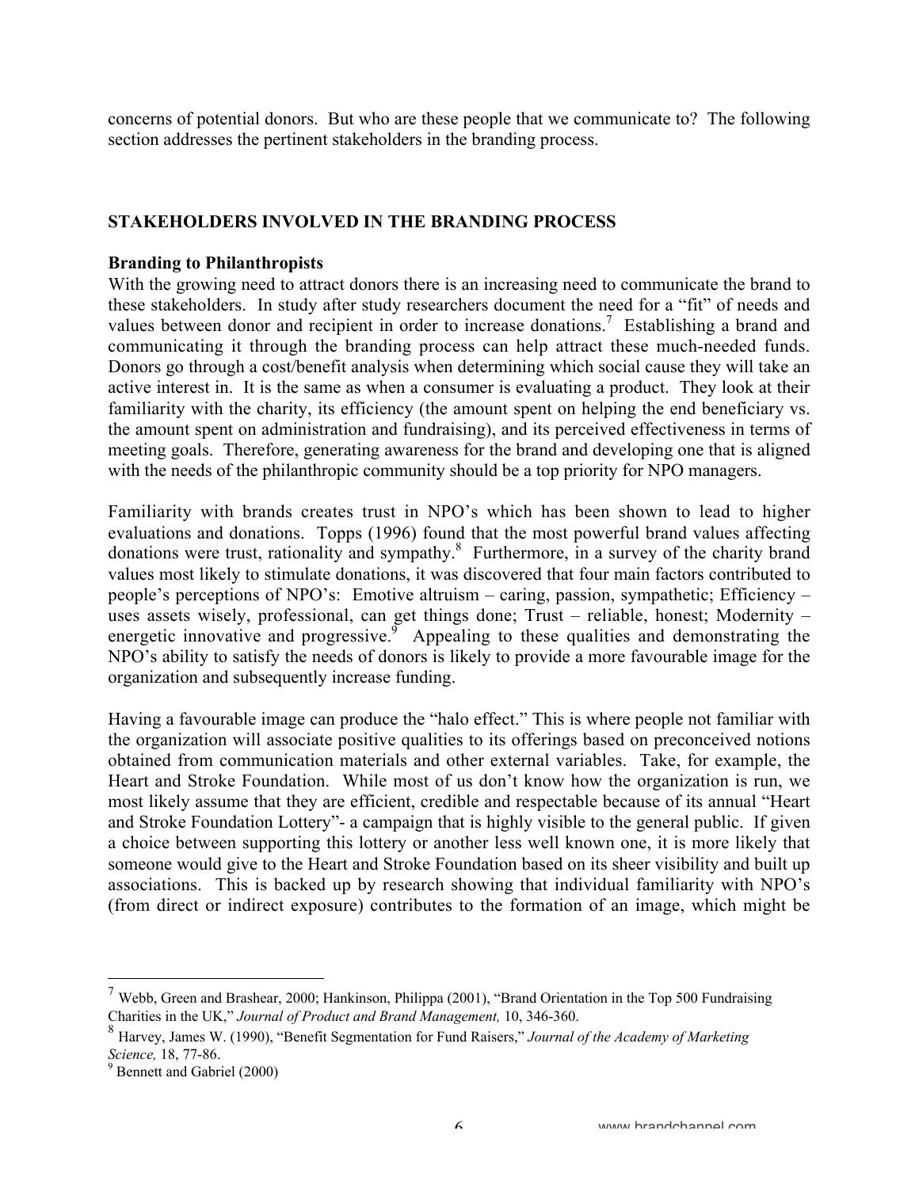concerns of potential donors. But who are these people that we communicate to? The following section addresses the pertinent stakeholders in the branding process.

## STAKEHOLDERS INVOLVED IN THE BRANDING PROCESS

### Branding to Philanthropists

With the growing need to attract donors there is an increasing need to communicate the brand to these stakeholders. In study after study researchers document the need for a "fit" of needs and values between donor and recipient in order to increase donations.[7] Establishing a brand and communicating it through the branding process can help attract these much-needed funds. Donors go through a cost/benefit analysis when determining which social cause they will take an active interest in. It is the same as when a consumer is evaluating a product. They look at their familiarity with the charity, its efficiency (the amount spent on helping the end beneficiary vs. the amount spent on administration and fundraising), and its perceived effectiveness in terms of meeting goals. Therefore, generating awareness for the brand and developing one that is aligned with the needs of the philanthropic community should be a top priority for NPO managers.

Familiarity with brands creates trust in NPO's which has been shown to lead to higher evaluations and donations. Topps (1996) found that the most powerful brand values affecting donations were trust, rationality and sympathy.[8] Furthermore, in a survey of the charity brand values most likely to stimulate donations, it was discovered that four main factors contributed to people's perceptions of NPO's: Emotive altruism – caring, passion, sympathetic; Efficiency – uses assets wisely, professional, can get things done; Trust – reliable, honest; Modernity – energetic innovative and progressive.[9] Appealing to these qualities and demonstrating the NPO's ability to satisfy the needs of donors is likely to provide a more favourable image for the organization and subsequently increase funding.

Having a favourable image can produce the "halo effect." This is where people not familiar with the organization will associate positive qualities to its offerings based on preconceived notions obtained from communication materials and other external variables. Take, for example, the Heart and Stroke Foundation. While most of us don't know how the organization is run, we most likely assume that they are efficient, credible and respectable because of its annual "Heart and Stroke Foundation Lottery"- a campaign that is highly visible to the general public. If given a choice between supporting this lottery or another less well known one, it is more likely that someone would give to the Heart and Stroke Foundation based on its sheer visibility and built up associations. This is backed up by research showing that individual familiarity with NPO's (from direct or indirect exposure) contributes to the formation of an image, which might be

---

[7] Webb, Green and Brashear, 2000; Hankinson, Philippa (2001), "Brand Orientation in the Top 500 Fundraising Charities in the UK," *Journal of Product and Brand Management,* 10, 346-360.

[8] Harvey, James W. (1990), "Benefit Segmentation for Fund Raisers," *Journal of the Academy of Marketing Science,* 18, 77-86.

[9] Bennett and Gabriel (2000)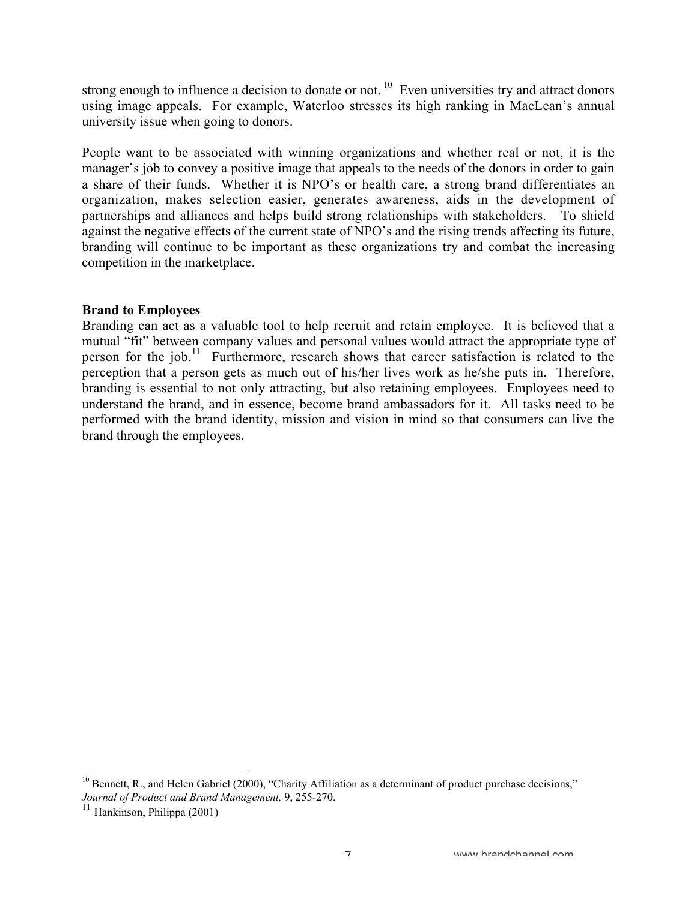strong enough to influence a decision to donate or not. [10] Even universities try and attract donors using image appeals. For example, Waterloo stresses its high ranking in MacLean's annual university issue when going to donors.

People want to be associated with winning organizations and whether real or not, it is the manager's job to convey a positive image that appeals to the needs of the donors in order to gain a share of their funds. Whether it is NPO's or health care, a strong brand differentiates an organization, makes selection easier, generates awareness, aids in the development of partnerships and alliances and helps build strong relationships with stakeholders. To shield against the negative effects of the current state of NPO's and the rising trends affecting its future, branding will continue to be important as these organizations try and combat the increasing competition in the marketplace.

**Brand to Employees**

Branding can act as a valuable tool to help recruit and retain employee. It is believed that a mutual "fit" between company values and personal values would attract the appropriate type of person for the job.[11] Furthermore, research shows that career satisfaction is related to the perception that a person gets as much out of his/her lives work as he/she puts in. Therefore, branding is essential to not only attracting, but also retaining employees. Employees need to understand the brand, and in essence, become brand ambassadors for it. All tasks need to be performed with the brand identity, mission and vision in mind so that consumers can live the brand through the employees.

---

[10] Bennett, R., and Helen Gabriel (2000), "Charity Affiliation as a determinant of product purchase decisions," *Journal of Product and Brand Management,* 9, 255-270.

[11] Hankinson, Philippa (2001)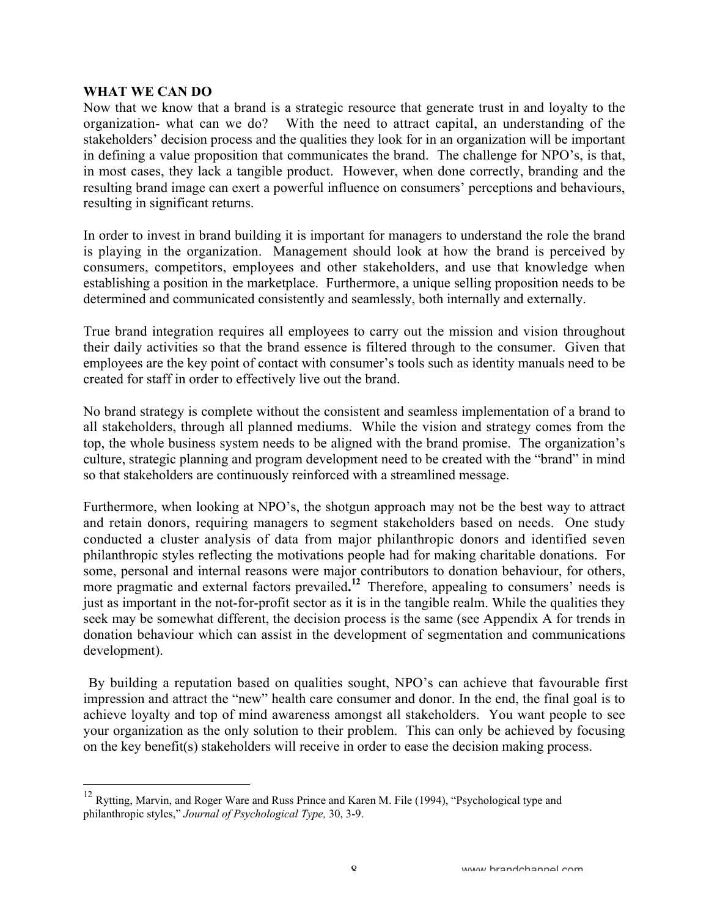**WHAT WE CAN DO**

Now that we know that a brand is a strategic resource that generate trust in and loyalty to the organization- what can we do? With the need to attract capital, an understanding of the stakeholders' decision process and the qualities they look for in an organization will be important in defining a value proposition that communicates the brand. The challenge for NPO's, is that, in most cases, they lack a tangible product. However, when done correctly, branding and the resulting brand image can exert a powerful influence on consumers' perceptions and behaviours, resulting in significant returns.

In order to invest in brand building it is important for managers to understand the role the brand is playing in the organization. Management should look at how the brand is perceived by consumers, competitors, employees and other stakeholders, and use that knowledge when establishing a position in the marketplace. Furthermore, a unique selling proposition needs to be determined and communicated consistently and seamlessly, both internally and externally.

True brand integration requires all employees to carry out the mission and vision throughout their daily activities so that the brand essence is filtered through to the consumer. Given that employees are the key point of contact with consumer's tools such as identity manuals need to be created for staff in order to effectively live out the brand.

No brand strategy is complete without the consistent and seamless implementation of a brand to all stakeholders, through all planned mediums. While the vision and strategy comes from the top, the whole business system needs to be aligned with the brand promise. The organization's culture, strategic planning and program development need to be created with the "brand" in mind so that stakeholders are continuously reinforced with a streamlined message.

Furthermore, when looking at NPO's, the shotgun approach may not be the best way to attract and retain donors, requiring managers to segment stakeholders based on needs. One study conducted a cluster analysis of data from major philanthropic donors and identified seven philanthropic styles reflecting the motivations people had for making charitable donations. For some, personal and internal reasons were major contributors to donation behaviour, for others, more pragmatic and external factors prevailed.[12] Therefore, appealing to consumers' needs is just as important in the not-for-profit sector as it is in the tangible realm. While the qualities they seek may be somewhat different, the decision process is the same (see Appendix A for trends in donation behaviour which can assist in the development of segmentation and communications development).

By building a reputation based on qualities sought, NPO's can achieve that favourable first impression and attract the "new" health care consumer and donor. In the end, the final goal is to achieve loyalty and top of mind awareness amongst all stakeholders. You want people to see your organization as the only solution to their problem. This can only be achieved by focusing on the key benefit(s) stakeholders will receive in order to ease the decision making process.

---

[12] Rytting, Marvin, and Roger Ware and Russ Prince and Karen M. File (1994), "Psychological type and philanthropic styles," *Journal of Psychological Type,* 30, 3-9.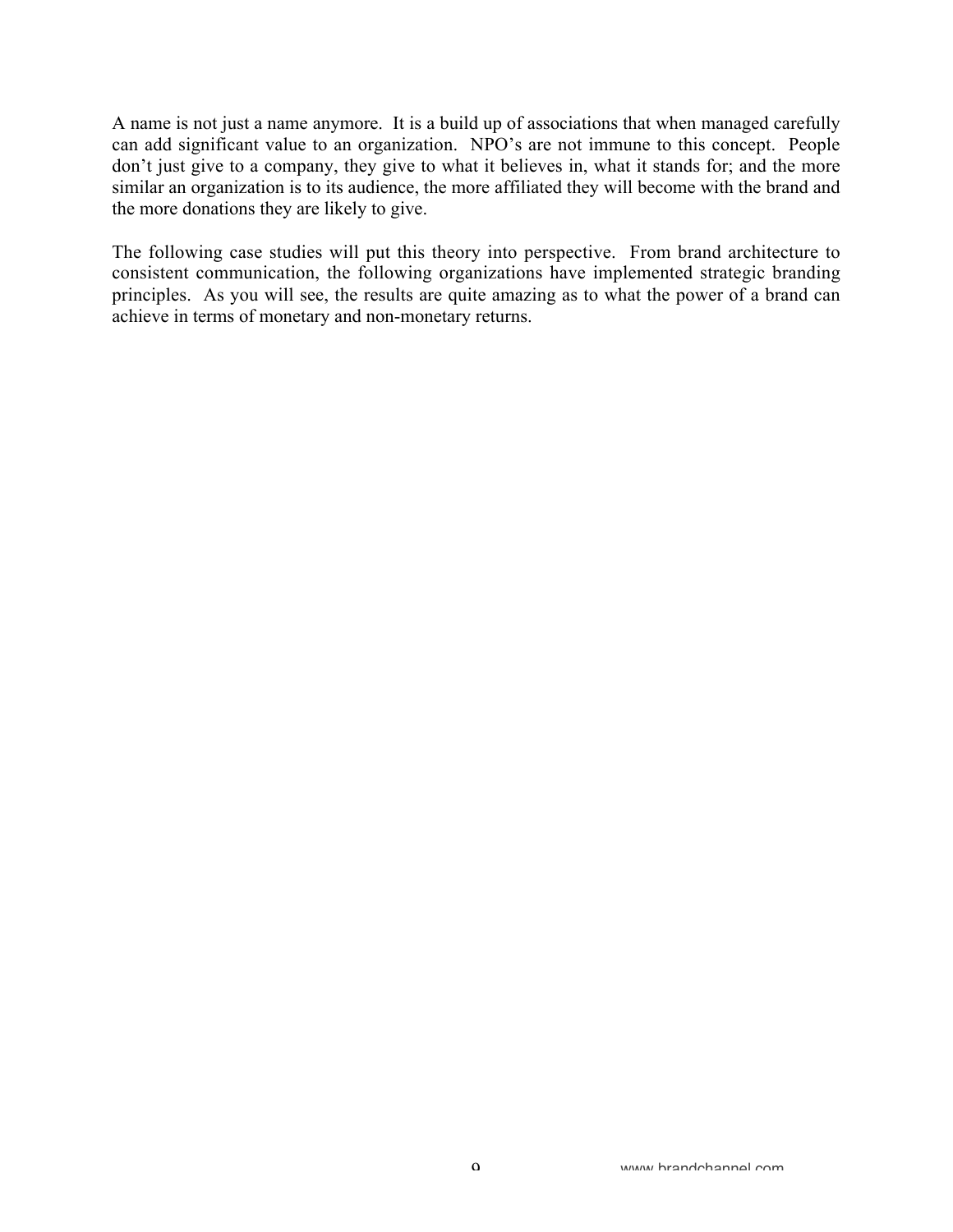A name is not just a name anymore. It is a build up of associations that when managed carefully can add significant value to an organization. NPO's are not immune to this concept. People don't just give to a company, they give to what it believes in, what it stands for; and the more similar an organization is to its audience, the more affiliated they will become with the brand and the more donations they are likely to give.

The following case studies will put this theory into perspective. From brand architecture to consistent communication, the following organizations have implemented strategic branding principles. As you will see, the results are quite amazing as to what the power of a brand can achieve in terms of monetary and non-monetary returns.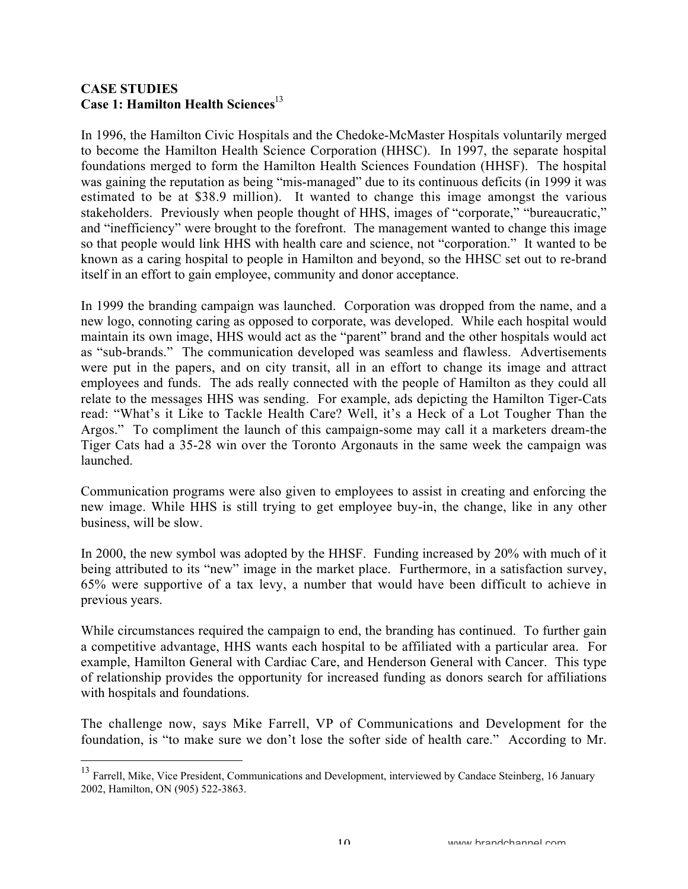## CASE STUDIES

### Case 1: Hamilton Health Sciences[13]

In 1996, the Hamilton Civic Hospitals and the Chedoke-McMaster Hospitals voluntarily merged to become the Hamilton Health Science Corporation (HHSC). In 1997, the separate hospital foundations merged to form the Hamilton Health Sciences Foundation (HHSF). The hospital was gaining the reputation as being "mis-managed" due to its continuous deficits (in 1999 it was estimated to be at $38.9 million). It wanted to change this image amongst the various stakeholders. Previously when people thought of HHS, images of "corporate," "bureaucratic," and "inefficiency" were brought to the forefront. The management wanted to change this image so that people would link HHS with health care and science, not "corporation." It wanted to be known as a caring hospital to people in Hamilton and beyond, so the HHSC set out to re-brand itself in an effort to gain employee, community and donor acceptance.

In 1999 the branding campaign was launched. Corporation was dropped from the name, and a new logo, connoting caring as opposed to corporate, was developed. While each hospital would maintain its own image, HHS would act as the "parent" brand and the other hospitals would act as "sub-brands." The communication developed was seamless and flawless. Advertisements were put in the papers, and on city transit, all in an effort to change its image and attract employees and funds. The ads really connected with the people of Hamilton as they could all relate to the messages HHS was sending. For example, ads depicting the Hamilton Tiger-Cats read: "What's it Like to Tackle Health Care? Well, it's a Heck of a Lot Tougher Than the Argos." To compliment the launch of this campaign-some may call it a marketers dream-the Tiger Cats had a 35-28 win over the Toronto Argonauts in the same week the campaign was launched.

Communication programs were also given to employees to assist in creating and enforcing the new image. While HHS is still trying to get employee buy-in, the change, like in any other business, will be slow.

In 2000, the new symbol was adopted by the HHSF. Funding increased by 20% with much of it being attributed to its "new" image in the market place. Furthermore, in a satisfaction survey, 65% were supportive of a tax levy, a number that would have been difficult to achieve in previous years.

While circumstances required the campaign to end, the branding has continued. To further gain a competitive advantage, HHS wants each hospital to be affiliated with a particular area. For example, Hamilton General with Cardiac Care, and Henderson General with Cancer. This type of relationship provides the opportunity for increased funding as donors search for affiliations with hospitals and foundations.

The challenge now, says Mike Farrell, VP of Communications and Development for the foundation, is "to make sure we don't lose the softer side of health care." According to Mr.

---

[13] Farrell, Mike, Vice President, Communications and Development, interviewed by Candace Steinberg, 16 January 2002, Hamilton, ON (905) 522-3863.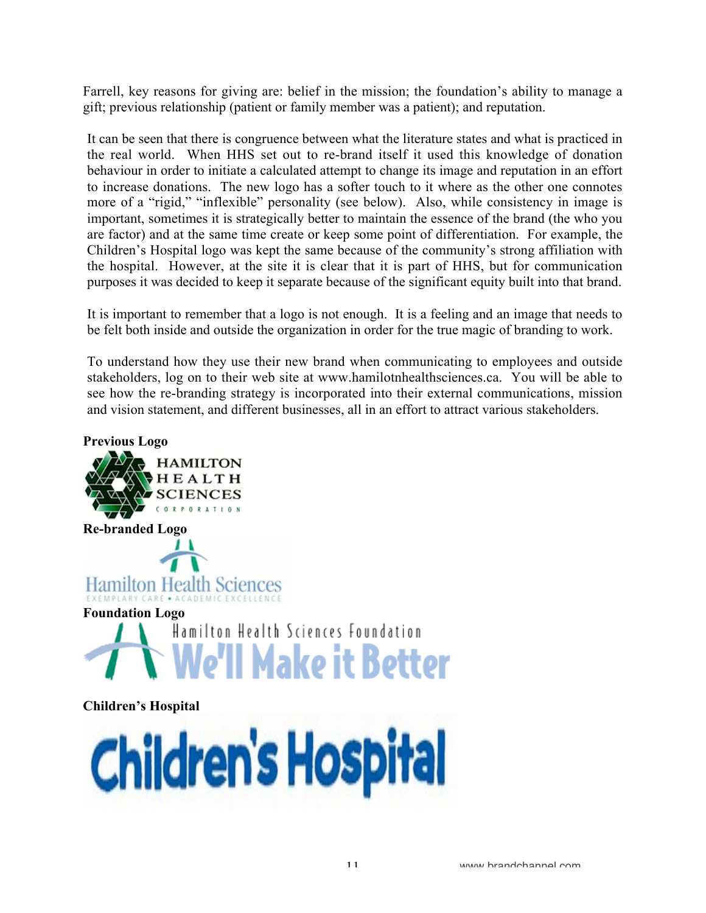Farrell, key reasons for giving are: belief in the mission; the foundation's ability to manage a gift; previous relationship (patient or family member was a patient); and reputation.

It can be seen that there is congruence between what the literature states and what is practiced in the real world. When HHS set out to re-brand itself it used this knowledge of donation behaviour in order to initiate a calculated attempt to change its image and reputation in an effort to increase donations. The new logo has a softer touch to it where as the other one connotes more of a "rigid," "inflexible" personality (see below). Also, while consistency in image is important, sometimes it is strategically better to maintain the essence of the brand (the who you are factor) and at the same time create or keep some point of differentiation. For example, the Children's Hospital logo was kept the same because of the community's strong affiliation with the hospital. However, at the site it is clear that it is part of HHS, but for communication purposes it was decided to keep it separate because of the significant equity built into that brand.

It is important to remember that a logo is not enough. It is a feeling and an image that needs to be felt both inside and outside the organization in order for the true magic of branding to work.

To understand how they use their new brand when communicating to employees and outside stakeholders, log on to their web site at www.hamilotnhealthsciences.ca. You will be able to see how the re-branding strategy is incorporated into their external communications, mission and vision statement, and different businesses, all in an effort to attract various stakeholders.

**Previous Logo**

HAMILTON HEALTH SCIENCES CORPORATION

**Re-branded Logo**

Hamilton Health Sciences

EXEMPLARY CARE • ACADEMIC EXCELLENCE

**Foundation Logo**

Hamilton Health Sciences Foundation

We'll Make it Better

**Children's Hospital**

Children's Hospital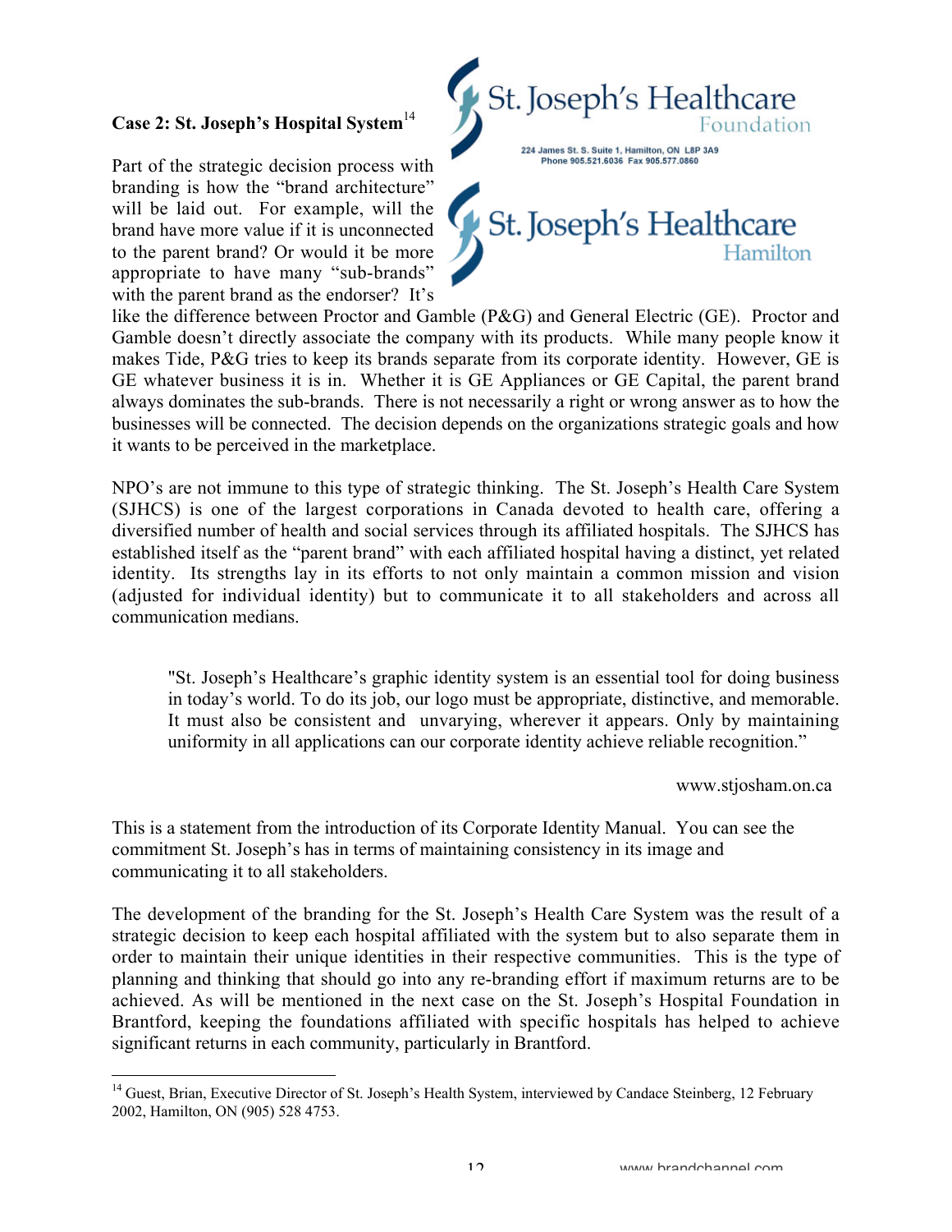**Case 2: St. Joseph's Hospital System**[14]

St. Joseph's Healthcare Foundation

224 James St. S. Suite 1, Hamilton, ON L8P 3A9
Phone 905.521.6036 Fax 905.577.0860

St. Joseph's Healthcare Hamilton

Part of the strategic decision process with branding is how the "brand architecture" will be laid out. For example, will the brand have more value if it is unconnected to the parent brand? Or would it be more appropriate to have many "sub-brands" with the parent brand as the endorser? It's like the difference between Proctor and Gamble (P&G) and General Electric (GE). Proctor and Gamble doesn't directly associate the company with its products. While many people know it makes Tide, P&G tries to keep its brands separate from its corporate identity. However, GE is GE whatever business it is in. Whether it is GE Appliances or GE Capital, the parent brand always dominates the sub-brands. There is not necessarily a right or wrong answer as to how the businesses will be connected. The decision depends on the organizations strategic goals and how it wants to be perceived in the marketplace.

NPO's are not immune to this type of strategic thinking. The St. Joseph's Health Care System (SJHCS) is one of the largest corporations in Canada devoted to health care, offering a diversified number of health and social services through its affiliated hospitals. The SJHCS has established itself as the "parent brand" with each affiliated hospital having a distinct, yet related identity. Its strengths lay in its efforts to not only maintain a common mission and vision (adjusted for individual identity) but to communicate it to all stakeholders and across all communication medians.

> "St. Joseph's Healthcare's graphic identity system is an essential tool for doing business in today's world. To do its job, our logo must be appropriate, distinctive, and memorable. It must also be consistent and unvarying, wherever it appears. Only by maintaining uniformity in all applications can our corporate identity achieve reliable recognition."
>
> www.stjosham.on.ca

This is a statement from the introduction of its Corporate Identity Manual. You can see the commitment St. Joseph's has in terms of maintaining consistency in its image and communicating it to all stakeholders.

The development of the branding for the St. Joseph's Health Care System was the result of a strategic decision to keep each hospital affiliated with the system but to also separate them in order to maintain their unique identities in their respective communities. This is the type of planning and thinking that should go into any re-branding effort if maximum returns are to be achieved. As will be mentioned in the next case on the St. Joseph's Hospital Foundation in Brantford, keeping the foundations affiliated with specific hospitals has helped to achieve significant returns in each community, particularly in Brantford.

---

[14] Guest, Brian, Executive Director of St. Joseph's Health System, interviewed by Candace Steinberg, 12 February 2002, Hamilton, ON (905) 528 4753.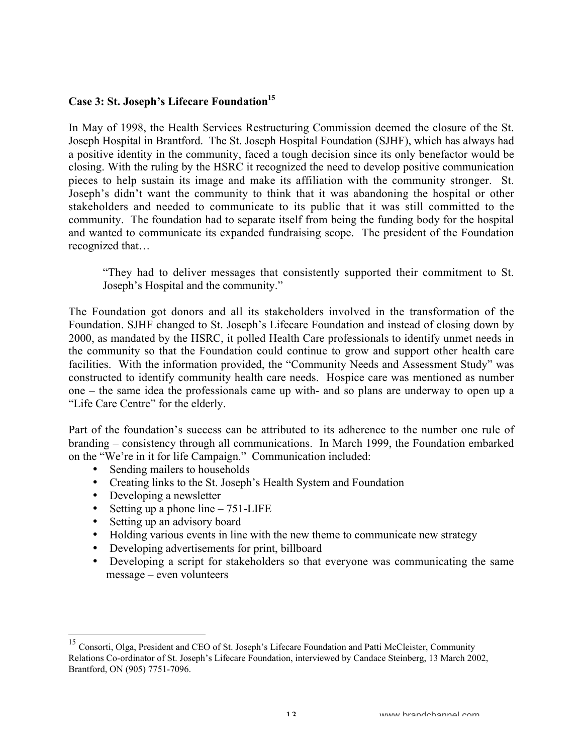### Case 3: St. Joseph's Lifecare Foundation[15]

In May of 1998, the Health Services Restructuring Commission deemed the closure of the St. Joseph Hospital in Brantford. The St. Joseph Hospital Foundation (SJHF), which has always had a positive identity in the community, faced a tough decision since its only benefactor would be closing. With the ruling by the HSRC it recognized the need to develop positive communication pieces to help sustain its image and make its affiliation with the community stronger. St. Joseph's didn't want the community to think that it was abandoning the hospital or other stakeholders and needed to communicate to its public that it was still committed to the community. The foundation had to separate itself from being the funding body for the hospital and wanted to communicate its expanded fundraising scope. The president of the Foundation recognized that…

> "They had to deliver messages that consistently supported their commitment to St. Joseph's Hospital and the community."

The Foundation got donors and all its stakeholders involved in the transformation of the Foundation. SJHF changed to St. Joseph's Lifecare Foundation and instead of closing down by 2000, as mandated by the HSRC, it polled Health Care professionals to identify unmet needs in the community so that the Foundation could continue to grow and support other health care facilities. With the information provided, the "Community Needs and Assessment Study" was constructed to identify community health care needs. Hospice care was mentioned as number one – the same idea the professionals came up with- and so plans are underway to open up a "Life Care Centre" for the elderly.

Part of the foundation's success can be attributed to its adherence to the number one rule of branding – consistency through all communications. In March 1999, the Foundation embarked on the "We're in it for life Campaign." Communication included:

- Sending mailers to households
- Creating links to the St. Joseph's Health System and Foundation
- Developing a newsletter
- Setting up a phone line – 751-LIFE
- Setting up an advisory board
- Holding various events in line with the new theme to communicate new strategy
- Developing advertisements for print, billboard
- Developing a script for stakeholders so that everyone was communicating the same message – even volunteers

---

[15] Consorti, Olga, President and CEO of St. Joseph's Lifecare Foundation and Patti McCleister, Community Relations Co-ordinator of St. Joseph's Lifecare Foundation, interviewed by Candace Steinberg, 13 March 2002, Brantford, ON (905) 7751-7096.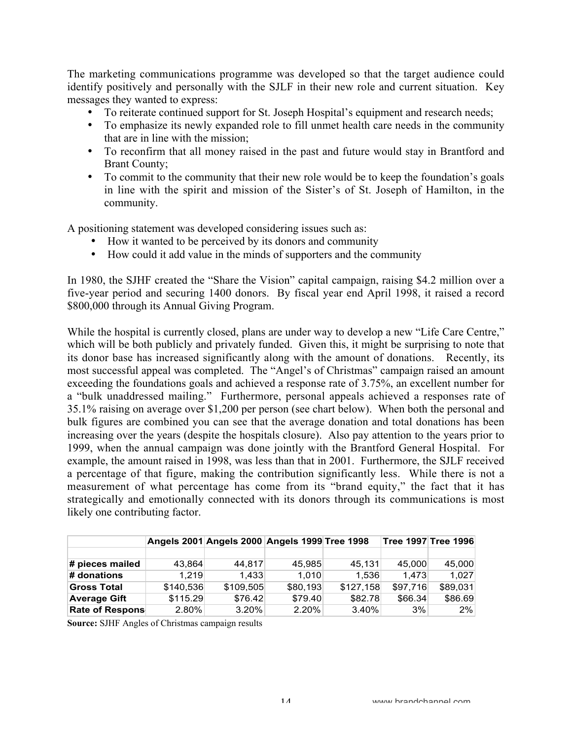The marketing communications programme was developed so that the target audience could identify positively and personally with the SJLF in their new role and current situation. Key messages they wanted to express:

- To reiterate continued support for St. Joseph Hospital's equipment and research needs;
- To emphasize its newly expanded role to fill unmet health care needs in the community that are in line with the mission;
- To reconfirm that all money raised in the past and future would stay in Brantford and Brant County;
- To commit to the community that their new role would be to keep the foundation's goals in line with the spirit and mission of the Sister's of St. Joseph of Hamilton, in the community.

A positioning statement was developed considering issues such as:

- How it wanted to be perceived by its donors and community
- How could it add value in the minds of supporters and the community

In 1980, the SJHF created the "Share the Vision" capital campaign, raising $4.2 million over a five-year period and securing 1400 donors. By fiscal year end April 1998, it raised a record $800,000 through its Annual Giving Program.

While the hospital is currently closed, plans are under way to develop a new "Life Care Centre," which will be both publicly and privately funded. Given this, it might be surprising to note that its donor base has increased significantly along with the amount of donations. Recently, its most successful appeal was completed. The "Angel's of Christmas" campaign raised an amount exceeding the foundations goals and achieved a response rate of 3.75%, an excellent number for a "bulk unaddressed mailing." Furthermore, personal appeals achieved a responses rate of 35.1% raising on average over $1,200 per person (see chart below). When both the personal and bulk figures are combined you can see that the average donation and total donations has been increasing over the years (despite the hospitals closure). Also pay attention to the years prior to 1999, when the annual campaign was done jointly with the Brantford General Hospital. For example, the amount raised in 1998, was less than that in 2001. Furthermore, the SJLF received a percentage of that figure, making the contribution significantly less. While there is not a measurement of what percentage has come from its "brand equity," the fact that it has strategically and emotionally connected with its donors through its communications is most likely one contributing factor.

| | Angels 2001 | Angels 2000 | Angels 1999 | Tree 1998 | Tree 1997 | Tree 1996 |
|---|---|---|---|---|---|---|
| **# pieces mailed** | 43,864 | 44,817 | 45,985 | 45,131 | 45,000 | 45,000 |
| **# donations** | 1,219 | 1,433 | 1,010 | 1,536 | 1,473 | 1,027 |
| **Gross Total** | $140,536 | $109,505 | $80,193 | $127,158 | $97,716 | $89,031 |
| **Average Gift** | $115.29 | $76.42 | $79.40 | $82.78 | $66.34 | $86.69 |
| **Rate of Respons** | 2.80% | 3.20% | 2.20% | 3.40% | 3% | 2% |

**Source:** SJHF Angles of Christmas campaign results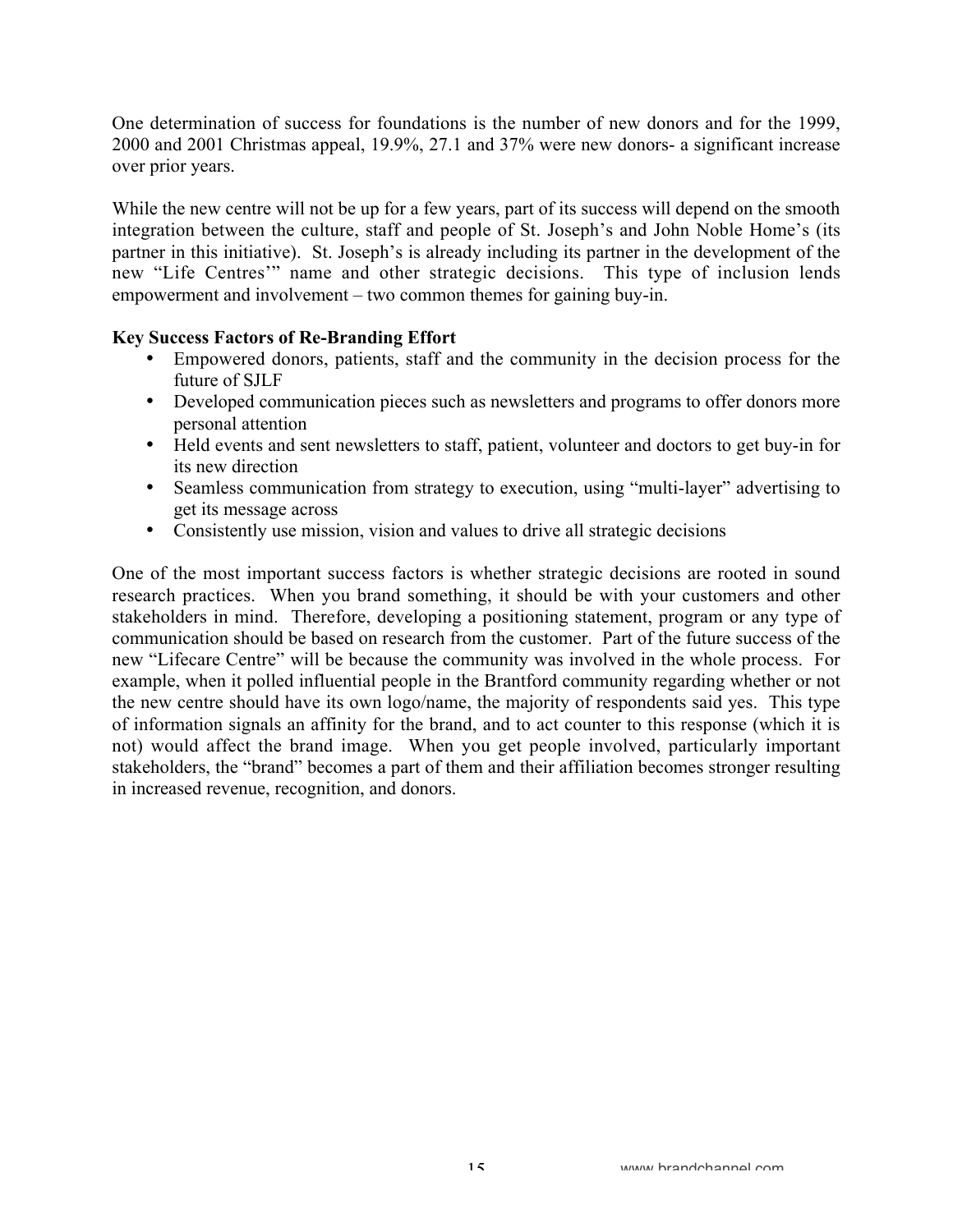One determination of success for foundations is the number of new donors and for the 1999, 2000 and 2001 Christmas appeal, 19.9%, 27.1 and 37% were new donors- a significant increase over prior years.

While the new centre will not be up for a few years, part of its success will depend on the smooth integration between the culture, staff and people of St. Joseph's and John Noble Home's (its partner in this initiative). St. Joseph's is already including its partner in the development of the new "Life Centres'" name and other strategic decisions. This type of inclusion lends empowerment and involvement – two common themes for gaining buy-in.

**Key Success Factors of Re-Branding Effort**

- Empowered donors, patients, staff and the community in the decision process for the future of SJLF
- Developed communication pieces such as newsletters and programs to offer donors more personal attention
- Held events and sent newsletters to staff, patient, volunteer and doctors to get buy-in for its new direction
- Seamless communication from strategy to execution, using "multi-layer" advertising to get its message across
- Consistently use mission, vision and values to drive all strategic decisions

One of the most important success factors is whether strategic decisions are rooted in sound research practices. When you brand something, it should be with your customers and other stakeholders in mind. Therefore, developing a positioning statement, program or any type of communication should be based on research from the customer. Part of the future success of the new "Lifecare Centre" will be because the community was involved in the whole process. For example, when it polled influential people in the Brantford community regarding whether or not the new centre should have its own logo/name, the majority of respondents said yes. This type of information signals an affinity for the brand, and to act counter to this response (which it is not) would affect the brand image. When you get people involved, particularly important stakeholders, the "brand" becomes a part of them and their affiliation becomes stronger resulting in increased revenue, recognition, and donors.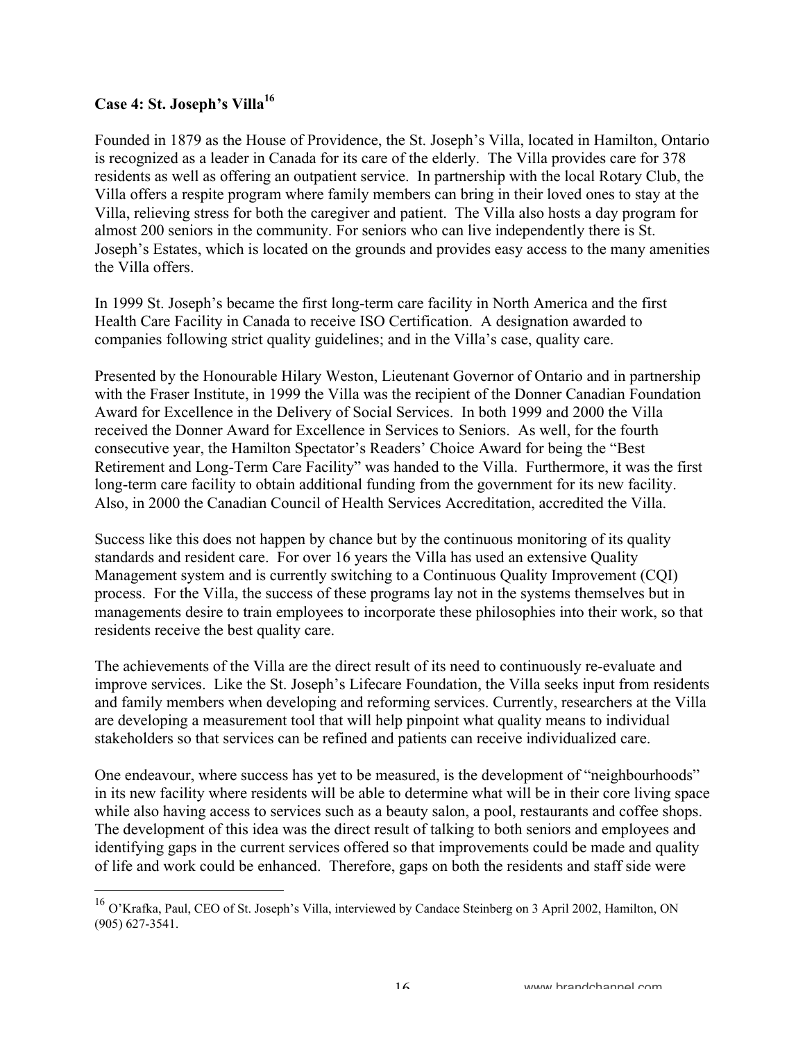### Case 4: St. Joseph's Villa[16]

Founded in 1879 as the House of Providence, the St. Joseph's Villa, located in Hamilton, Ontario is recognized as a leader in Canada for its care of the elderly. The Villa provides care for 378 residents as well as offering an outpatient service. In partnership with the local Rotary Club, the Villa offers a respite program where family members can bring in their loved ones to stay at the Villa, relieving stress for both the caregiver and patient. The Villa also hosts a day program for almost 200 seniors in the community. For seniors who can live independently there is St. Joseph's Estates, which is located on the grounds and provides easy access to the many amenities the Villa offers.

In 1999 St. Joseph's became the first long-term care facility in North America and the first Health Care Facility in Canada to receive ISO Certification. A designation awarded to companies following strict quality guidelines; and in the Villa's case, quality care.

Presented by the Honourable Hilary Weston, Lieutenant Governor of Ontario and in partnership with the Fraser Institute, in 1999 the Villa was the recipient of the Donner Canadian Foundation Award for Excellence in the Delivery of Social Services. In both 1999 and 2000 the Villa received the Donner Award for Excellence in Services to Seniors. As well, for the fourth consecutive year, the Hamilton Spectator's Readers' Choice Award for being the "Best Retirement and Long-Term Care Facility" was handed to the Villa. Furthermore, it was the first long-term care facility to obtain additional funding from the government for its new facility. Also, in 2000 the Canadian Council of Health Services Accreditation, accredited the Villa.

Success like this does not happen by chance but by the continuous monitoring of its quality standards and resident care. For over 16 years the Villa has used an extensive Quality Management system and is currently switching to a Continuous Quality Improvement (CQI) process. For the Villa, the success of these programs lay not in the systems themselves but in managements desire to train employees to incorporate these philosophies into their work, so that residents receive the best quality care.

The achievements of the Villa are the direct result of its need to continuously re-evaluate and improve services. Like the St. Joseph's Lifecare Foundation, the Villa seeks input from residents and family members when developing and reforming services. Currently, researchers at the Villa are developing a measurement tool that will help pinpoint what quality means to individual stakeholders so that services can be refined and patients can receive individualized care.

One endeavour, where success has yet to be measured, is the development of "neighbourhoods" in its new facility where residents will be able to determine what will be in their core living space while also having access to services such as a beauty salon, a pool, restaurants and coffee shops. The development of this idea was the direct result of talking to both seniors and employees and identifying gaps in the current services offered so that improvements could be made and quality of life and work could be enhanced. Therefore, gaps on both the residents and staff side were

[16] O'Krafka, Paul, CEO of St. Joseph's Villa, interviewed by Candace Steinberg on 3 April 2002, Hamilton, ON (905) 627-3541.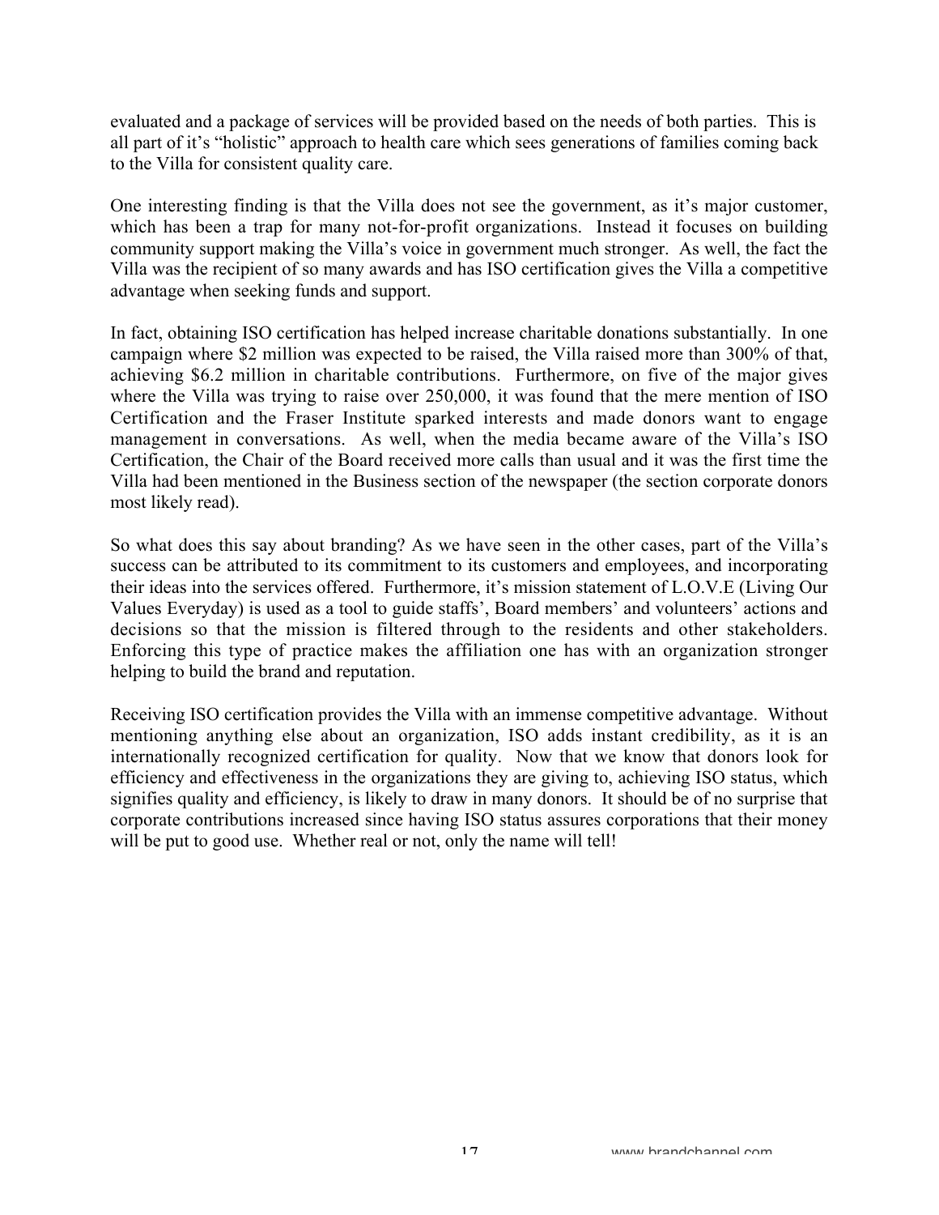evaluated and a package of services will be provided based on the needs of both parties. This is all part of it's "holistic" approach to health care which sees generations of families coming back to the Villa for consistent quality care.

One interesting finding is that the Villa does not see the government, as it's major customer, which has been a trap for many not-for-profit organizations. Instead it focuses on building community support making the Villa's voice in government much stronger. As well, the fact the Villa was the recipient of so many awards and has ISO certification gives the Villa a competitive advantage when seeking funds and support.

In fact, obtaining ISO certification has helped increase charitable donations substantially. In one campaign where $2 million was expected to be raised, the Villa raised more than 300% of that, achieving $6.2 million in charitable contributions. Furthermore, on five of the major gives where the Villa was trying to raise over 250,000, it was found that the mere mention of ISO Certification and the Fraser Institute sparked interests and made donors want to engage management in conversations. As well, when the media became aware of the Villa's ISO Certification, the Chair of the Board received more calls than usual and it was the first time the Villa had been mentioned in the Business section of the newspaper (the section corporate donors most likely read).

So what does this say about branding? As we have seen in the other cases, part of the Villa's success can be attributed to its commitment to its customers and employees, and incorporating their ideas into the services offered. Furthermore, it's mission statement of L.O.V.E (Living Our Values Everyday) is used as a tool to guide staffs', Board members' and volunteers' actions and decisions so that the mission is filtered through to the residents and other stakeholders. Enforcing this type of practice makes the affiliation one has with an organization stronger helping to build the brand and reputation.

Receiving ISO certification provides the Villa with an immense competitive advantage. Without mentioning anything else about an organization, ISO adds instant credibility, as it is an internationally recognized certification for quality. Now that we know that donors look for efficiency and effectiveness in the organizations they are giving to, achieving ISO status, which signifies quality and efficiency, is likely to draw in many donors. It should be of no surprise that corporate contributions increased since having ISO status assures corporations that their money will be put to good use. Whether real or not, only the name will tell!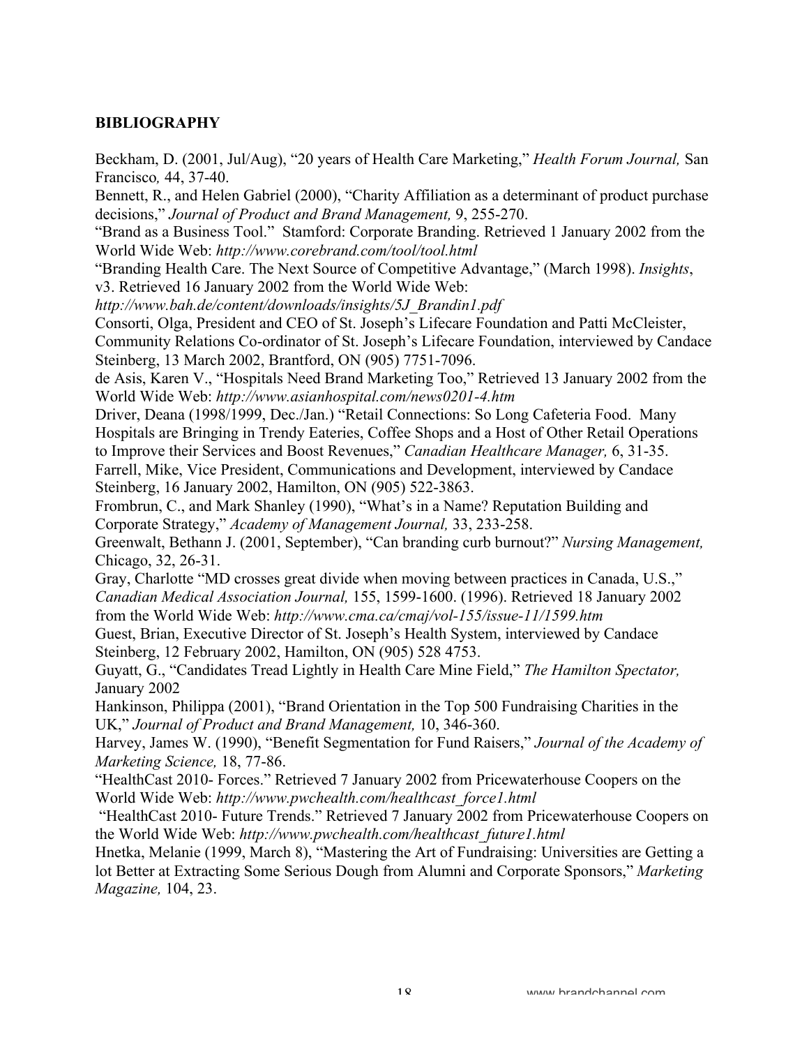**BIBLIOGRAPHY**

Beckham, D. (2001, Jul/Aug), "20 years of Health Care Marketing," *Health Forum Journal,* San Francisco*,* 44, 37-40.

Bennett, R., and Helen Gabriel (2000), "Charity Affiliation as a determinant of product purchase decisions," *Journal of Product and Brand Management,* 9, 255-270.

"Brand as a Business Tool." Stamford: Corporate Branding. Retrieved 1 January 2002 from the World Wide Web: *http://www.corebrand.com/tool/tool.html*

"Branding Health Care. The Next Source of Competitive Advantage," (March 1998). *Insights*, v3. Retrieved 16 January 2002 from the World Wide Web: *http://www.bah.de/content/downloads/insights/5J_Brandin1.pdf*

Consorti, Olga, President and CEO of St. Joseph's Lifecare Foundation and Patti McCleister, Community Relations Co-ordinator of St. Joseph's Lifecare Foundation, interviewed by Candace Steinberg, 13 March 2002, Brantford, ON (905) 7751-7096.

de Asis, Karen V., "Hospitals Need Brand Marketing Too," Retrieved 13 January 2002 from the World Wide Web: *http://www.asianhospital.com/news0201-4.htm*

Driver, Deana (1998/1999, Dec./Jan.) "Retail Connections: So Long Cafeteria Food. Many Hospitals are Bringing in Trendy Eateries, Coffee Shops and a Host of Other Retail Operations to Improve their Services and Boost Revenues," *Canadian Healthcare Manager,* 6, 31-35.

Farrell, Mike, Vice President, Communications and Development, interviewed by Candace Steinberg, 16 January 2002, Hamilton, ON (905) 522-3863.

Frombrun, C., and Mark Shanley (1990), "What's in a Name? Reputation Building and Corporate Strategy," *Academy of Management Journal,* 33, 233-258.

Greenwalt, Bethann J. (2001, September), "Can branding curb burnout?" *Nursing Management,* Chicago, 32, 26-31.

Gray, Charlotte "MD crosses great divide when moving between practices in Canada, U.S.," *Canadian Medical Association Journal,* 155, 1599-1600. (1996). Retrieved 18 January 2002 from the World Wide Web: *http://www.cma.ca/cmaj/vol-155/issue-11/1599.htm*

Guest, Brian, Executive Director of St. Joseph's Health System, interviewed by Candace Steinberg, 12 February 2002, Hamilton, ON (905) 528 4753.

Guyatt, G., "Candidates Tread Lightly in Health Care Mine Field," *The Hamilton Spectator,* January 2002

Hankinson, Philippa (2001), "Brand Orientation in the Top 500 Fundraising Charities in the UK," *Journal of Product and Brand Management,* 10, 346-360.

Harvey, James W. (1990), "Benefit Segmentation for Fund Raisers," *Journal of the Academy of Marketing Science,* 18, 77-86.

"HealthCast 2010- Forces." Retrieved 7 January 2002 from Pricewaterhouse Coopers on the World Wide Web: *http://www.pwchealth.com/healthcast_force1.html*

"HealthCast 2010- Future Trends." Retrieved 7 January 2002 from Pricewaterhouse Coopers on the World Wide Web: *http://www.pwchealth.com/healthcast_future1.html*

Hnetka, Melanie (1999, March 8), "Mastering the Art of Fundraising: Universities are Getting a lot Better at Extracting Some Serious Dough from Alumni and Corporate Sponsors," *Marketing Magazine,* 104, 23.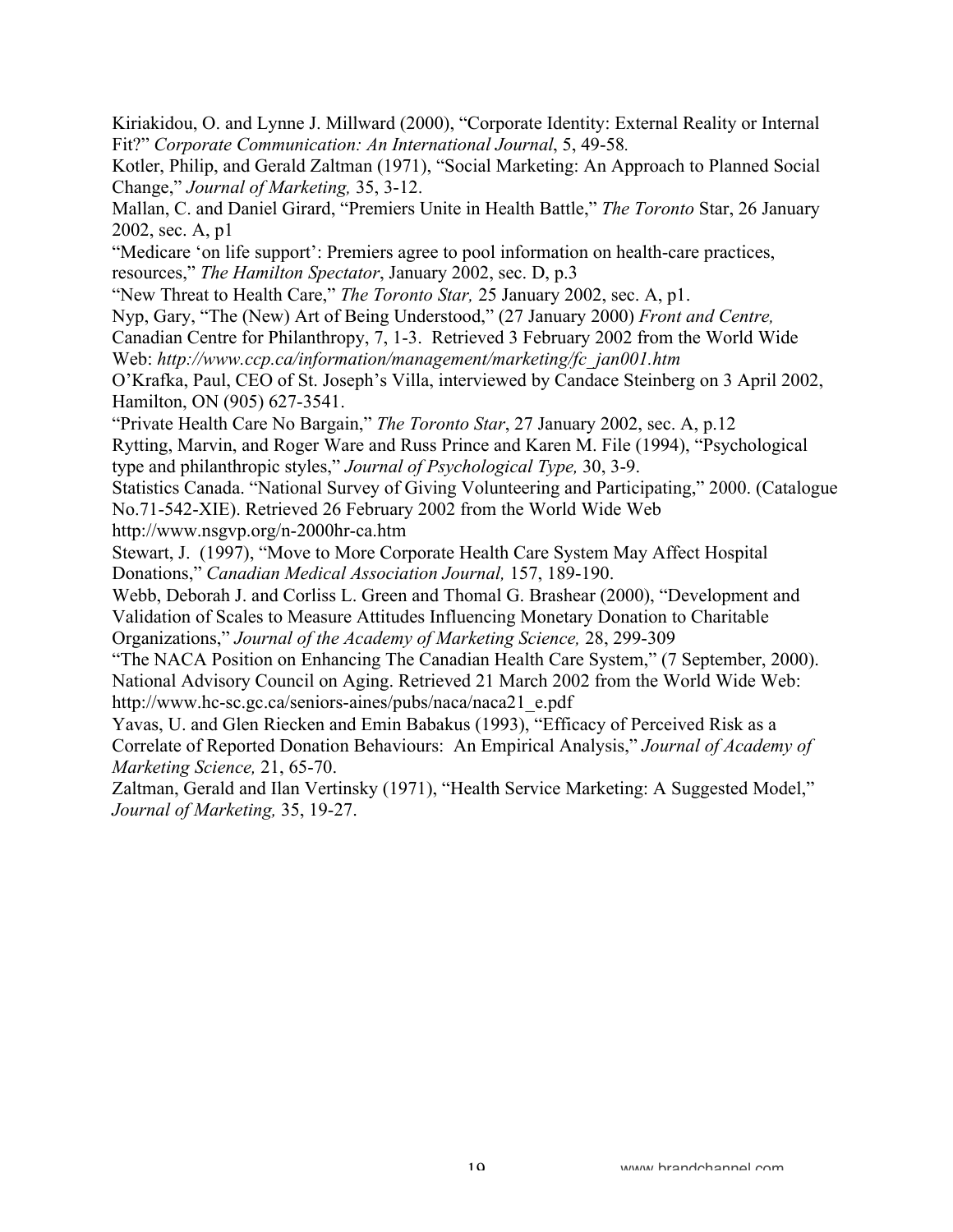Kiriakidou, O. and Lynne J. Millward (2000), "Corporate Identity: External Reality or Internal Fit?" *Corporate Communication: An International Journal*, 5, 49-58.

Kotler, Philip, and Gerald Zaltman (1971), "Social Marketing: An Approach to Planned Social Change," *Journal of Marketing,* 35, 3-12.

Mallan, C. and Daniel Girard, "Premiers Unite in Health Battle," *The Toronto* Star, 26 January 2002, sec. A, p1

"Medicare 'on life support': Premiers agree to pool information on health-care practices, resources," *The Hamilton Spectator*, January 2002, sec. D, p.3

"New Threat to Health Care," *The Toronto Star,* 25 January 2002, sec. A, p1.

Nyp, Gary, "The (New) Art of Being Understood," (27 January 2000) *Front and Centre,* Canadian Centre for Philanthropy, 7, 1-3. Retrieved 3 February 2002 from the World Wide Web: *http://www.ccp.ca/information/management/marketing/fc_jan001.htm*

O'Krafka, Paul, CEO of St. Joseph's Villa, interviewed by Candace Steinberg on 3 April 2002, Hamilton, ON (905) 627-3541.

"Private Health Care No Bargain," *The Toronto Star*, 27 January 2002, sec. A, p.12

Rytting, Marvin, and Roger Ware and Russ Prince and Karen M. File (1994), "Psychological type and philanthropic styles," *Journal of Psychological Type,* 30, 3-9.

Statistics Canada. "National Survey of Giving Volunteering and Participating," 2000. (Catalogue No.71-542-XIE). Retrieved 26 February 2002 from the World Wide Web http://www.nsgvp.org/n-2000hr-ca.htm

Stewart, J. (1997), "Move to More Corporate Health Care System May Affect Hospital Donations," *Canadian Medical Association Journal,* 157, 189-190.

Webb, Deborah J. and Corliss L. Green and Thomal G. Brashear (2000), "Development and Validation of Scales to Measure Attitudes Influencing Monetary Donation to Charitable Organizations," *Journal of the Academy of Marketing Science,* 28, 299-309

"The NACA Position on Enhancing The Canadian Health Care System," (7 September, 2000). National Advisory Council on Aging. Retrieved 21 March 2002 from the World Wide Web: http://www.hc-sc.gc.ca/seniors-aines/pubs/naca/naca21_e.pdf

Yavas, U. and Glen Riecken and Emin Babakus (1993), "Efficacy of Perceived Risk as a Correlate of Reported Donation Behaviours: An Empirical Analysis," *Journal of Academy of Marketing Science,* 21, 65-70.

Zaltman, Gerald and Ilan Vertinsky (1971), "Health Service Marketing: A Suggested Model," *Journal of Marketing,* 35, 19-27.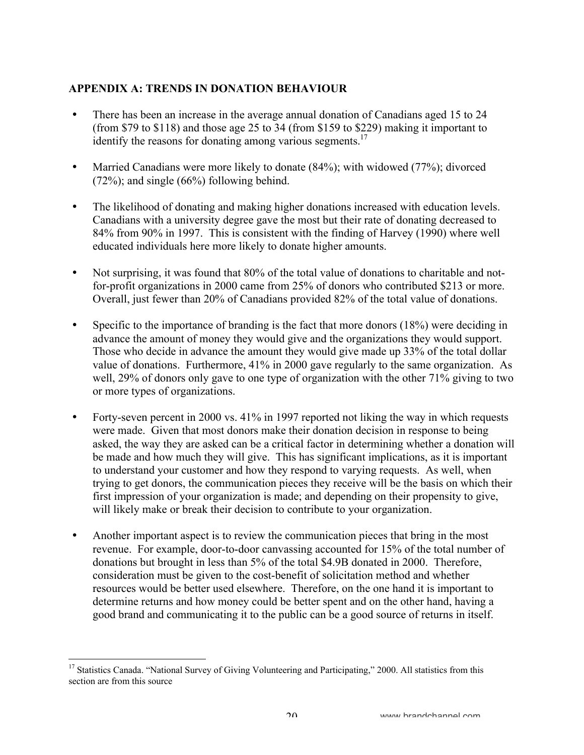## APPENDIX A: TRENDS IN DONATION BEHAVIOUR

- There has been an increase in the average annual donation of Canadians aged 15 to 24 (from $79 to $118) and those age 25 to 34 (from $159 to $229) making it important to identify the reasons for donating among various segments.[17]

- Married Canadians were more likely to donate (84%); with widowed (77%); divorced (72%); and single (66%) following behind.

- The likelihood of donating and making higher donations increased with education levels. Canadians with a university degree gave the most but their rate of donating decreased to 84% from 90% in 1997. This is consistent with the finding of Harvey (1990) where well educated individuals here more likely to donate higher amounts.

- Not surprising, it was found that 80% of the total value of donations to charitable and not-for-profit organizations in 2000 came from 25% of donors who contributed $213 or more. Overall, just fewer than 20% of Canadians provided 82% of the total value of donations.

- Specific to the importance of branding is the fact that more donors (18%) were deciding in advance the amount of money they would give and the organizations they would support. Those who decide in advance the amount they would give made up 33% of the total dollar value of donations. Furthermore, 41% in 2000 gave regularly to the same organization. As well, 29% of donors only gave to one type of organization with the other 71% giving to two or more types of organizations.

- Forty-seven percent in 2000 vs. 41% in 1997 reported not liking the way in which requests were made. Given that most donors make their donation decision in response to being asked, the way they are asked can be a critical factor in determining whether a donation will be made and how much they will give. This has significant implications, as it is important to understand your customer and how they respond to varying requests. As well, when trying to get donors, the communication pieces they receive will be the basis on which their first impression of your organization is made; and depending on their propensity to give, will likely make or break their decision to contribute to your organization.

- Another important aspect is to review the communication pieces that bring in the most revenue. For example, door-to-door canvassing accounted for 15% of the total number of donations but brought in less than 5% of the total $4.9B donated in 2000. Therefore, consideration must be given to the cost-benefit of solicitation method and whether resources would be better used elsewhere. Therefore, on the one hand it is important to determine returns and how money could be better spent and on the other hand, having a good brand and communicating it to the public can be a good source of returns in itself.

---

[17] Statistics Canada. "National Survey of Giving Volunteering and Participating," 2000. All statistics from this section are from this source